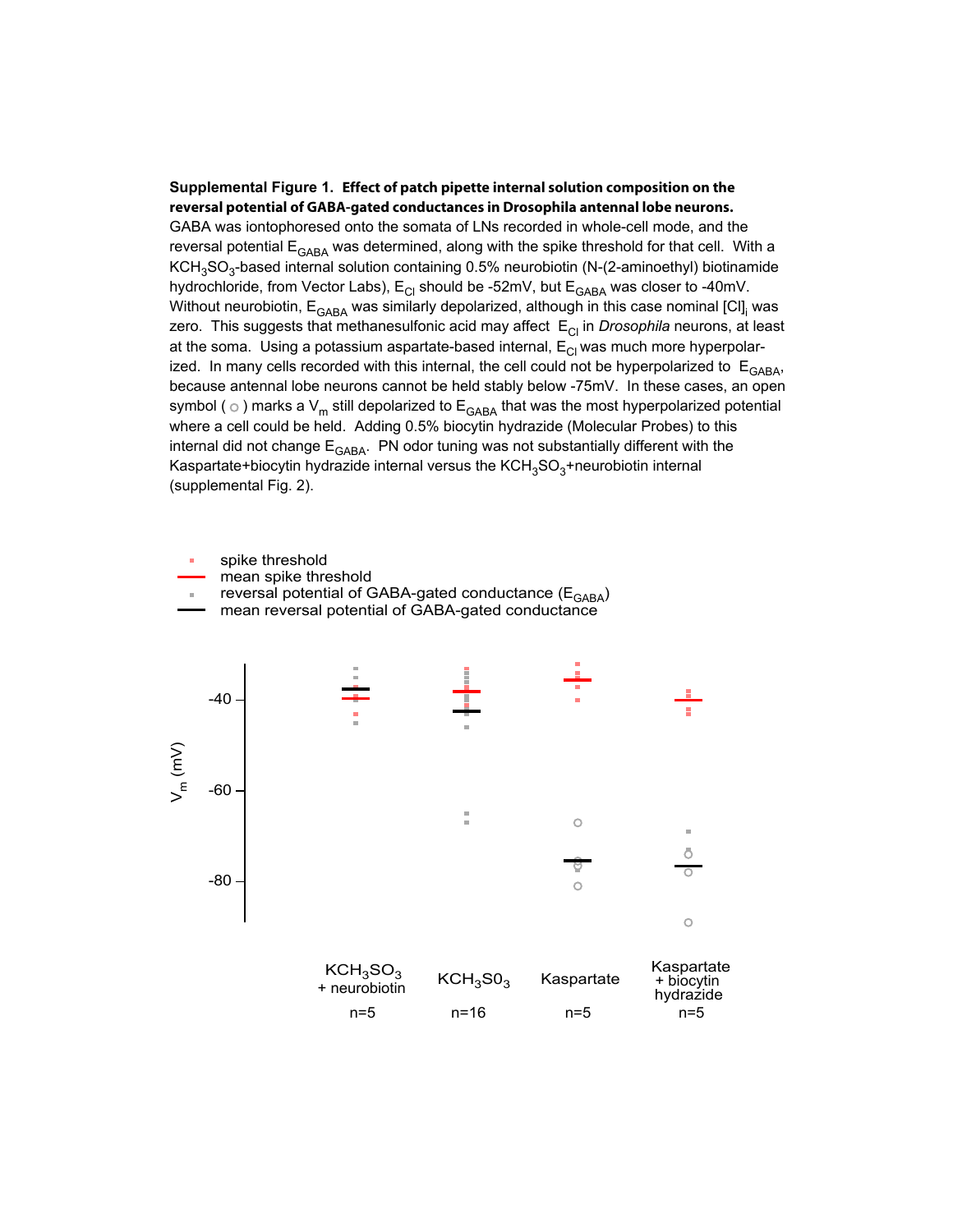**Supplemental Figure 1. Effect of patch pipette internal solution composition on the reversal potential of GABA-gated conductances in Drosophila antennal lobe neurons.** GABA was iontophoresed onto the somata of LNs recorded in whole-cell mode, and the reversal potential $E_{GABA}$ was determined, along with the spike threshold for that cell. With a $KCH_3SO_3$-based internal solution containing 0.5% neurobiotin (N-(2-aminoethyl) biotinamide hydrochloride, from Vector Labs), $E_{Cl}$ should be -52mV, but $E_{GABA}$ was closer to -40mV. Without neurobiotin, $E_{GABA}$ was similarly depolarized, although in this case nominal $[Cl]_i$ was zero. This suggests that methanesulfonic acid may affect $E_{Cl}$ in *Drosophila* neurons, at least at the soma. Using a potassium aspartate-based internal, $E_{Cl}$ was much more hyperpolarized. In many cells recorded with this internal, the cell could not be hyperpolarized to $E_{GABA}$, because antennal lobe neurons cannot be held stably below -75mV. In these cases, an open symbol ( ○ ) marks a $V_m$ still depolarized to $E_{GABA}$ that was the most hyperpolarized potential where a cell could be held. Adding 0.5% biocytin hydrazide (Molecular Probes) to this internal did not change $E_{GABA}$. PN odor tuning was not substantially different with the Kaspartate+biocytin hydrazide internal versus the $KCH_3SO_3$+neurobiotin internal (supplemental Fig. 2).

- spike threshold
- mean spike threshold
- reversal potential of GABA-gated conductance ($E_{GABA}$)
- mean reversal potential of GABA-gated conductance

$V_m$ (mV): -40, -60, -80

| $KCH_3SO_3$ + neurobiotin | $KCH_3SO_3$ | Kaspartate | Kaspartate + biocytin hydrazide |
|---|---|---|---|
| n=5 | n=16 | n=5 | n=5 |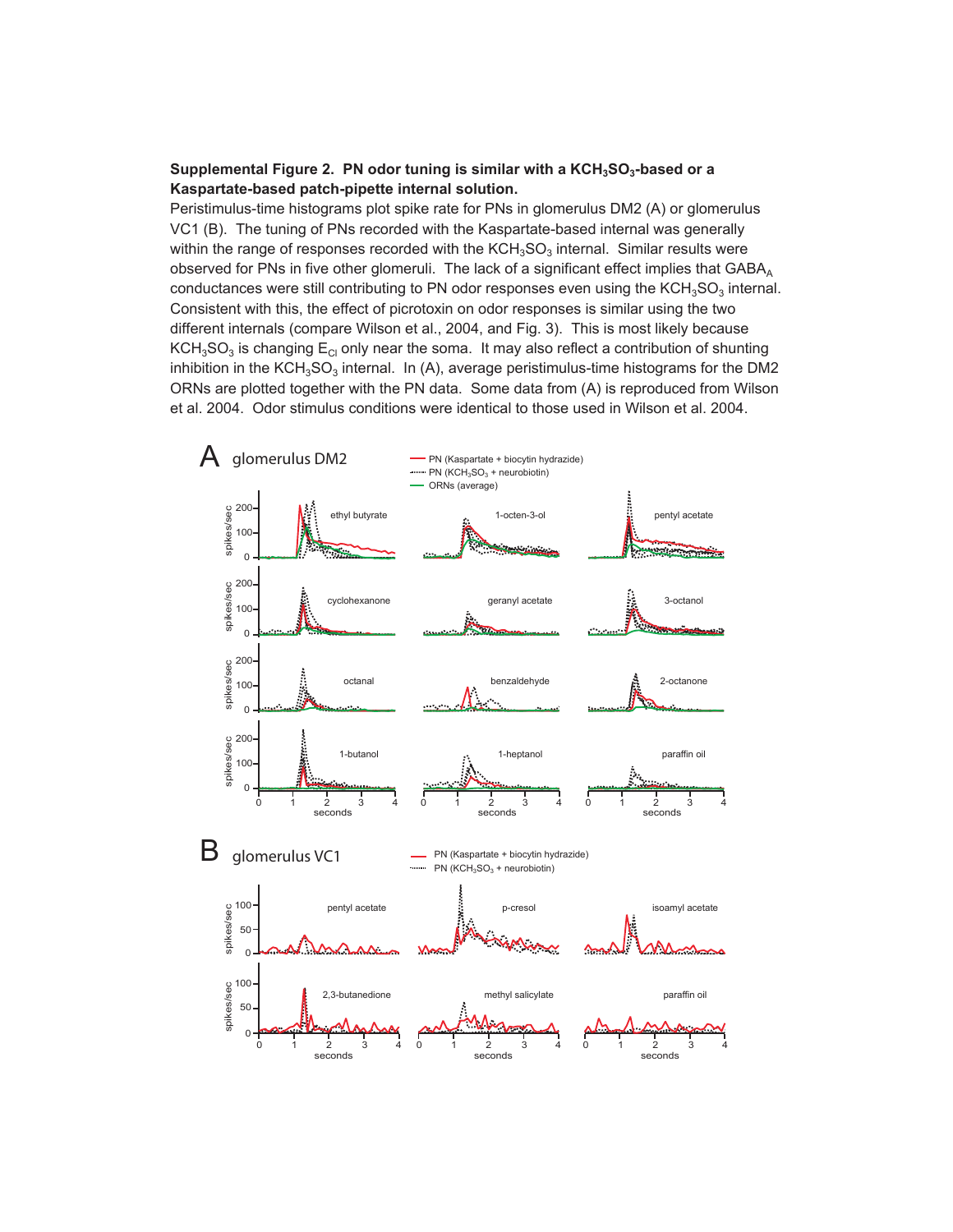**Supplemental Figure 2. PN odor tuning is similar with a $KCH_3SO_3$-based or a Kaspartate-based patch-pipette internal solution.**

Peristimulus-time histograms plot spike rate for PNs in glomerulus DM2 (A) or glomerulus VC1 (B). The tuning of PNs recorded with the Kaspartate-based internal was generally within the range of responses recorded with the $KCH_3SO_3$ internal. Similar results were observed for PNs in five other glomeruli. The lack of a significant effect implies that $GABA_A$ conductances were still contributing to PN odor responses even using the $KCH_3SO_3$ internal. Consistent with this, the effect of picrotoxin on odor responses is similar using the two different internals (compare Wilson et al., 2004, and Fig. 3). This is most likely because $KCH_3SO_3$ is changing $E_{Cl}$ only near the soma. It may also reflect a contribution of shunting inhibition in the $KCH_3SO_3$ internal. In (A), average peristimulus-time histograms for the DM2 ORNs are plotted together with the PN data. Some data from (A) is reproduced from Wilson et al. 2004. Odor stimulus conditions were identical to those used in Wilson et al. 2004.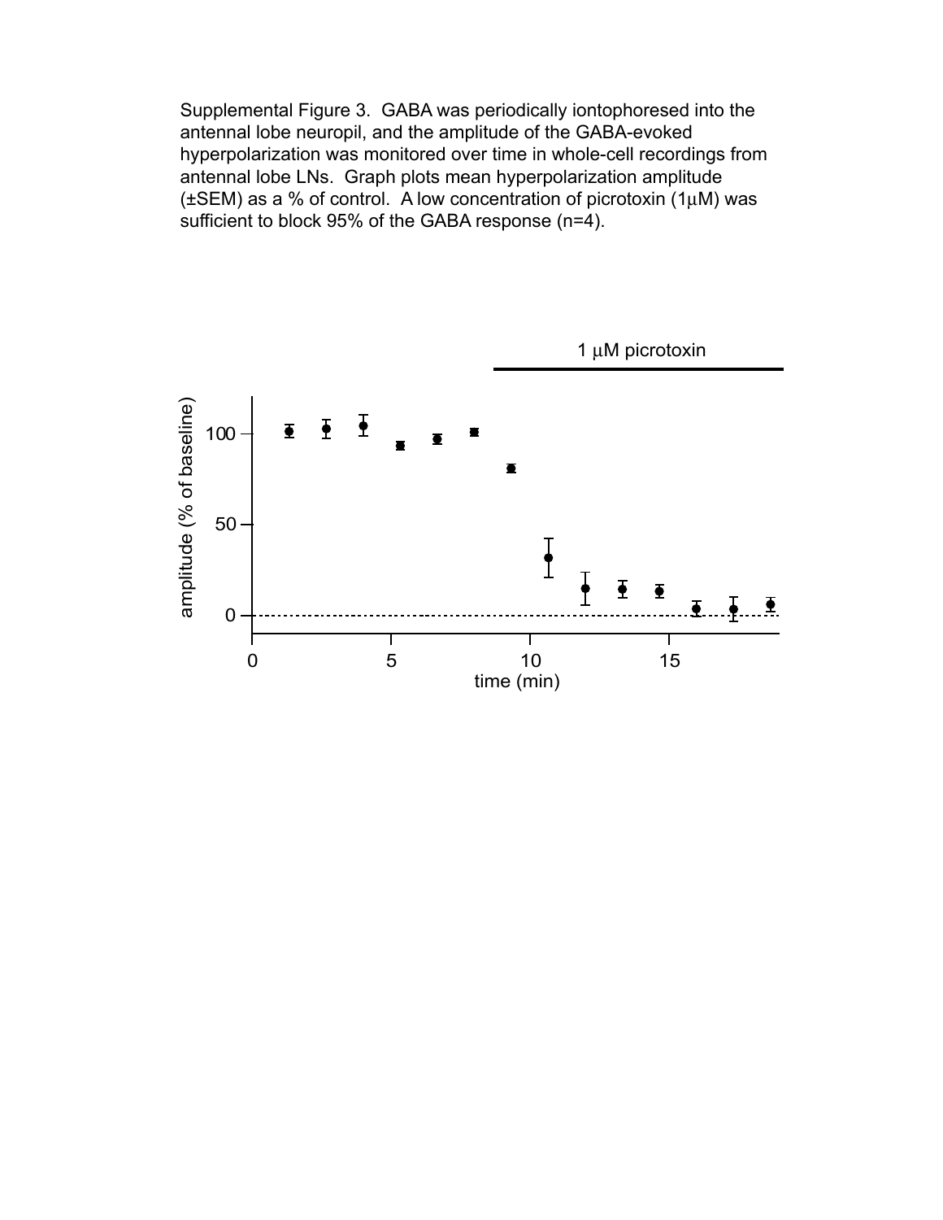Supplemental Figure 3. GABA was periodically iontophoresed into the antennal lobe neuropil, and the amplitude of the GABA-evoked hyperpolarization was monitored over time in whole-cell recordings from antennal lobe LNs. Graph plots mean hyperpolarization amplitude (±SEM) as a % of control. A low concentration of picrotoxin (1μM) was sufficient to block 95% of the GABA response (n=4).

1 μM picrotoxin

amplitude (% of baseline)

100

50

0

0

5

10

15

time (min)